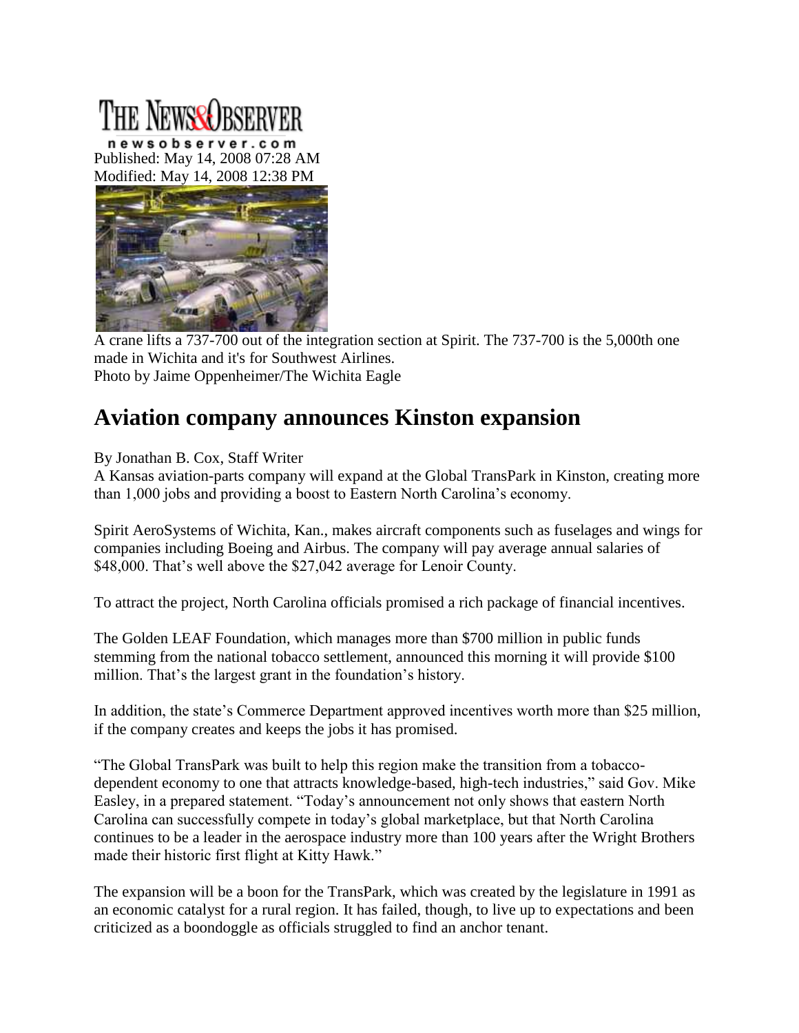THE NEWS&OBSERVER

newsobserver.com

Published: May 14, 2008 07:28 AM

Modified: May 14, 2008 12:38 PM

A crane lifts a 737-700 out of the integration section at Spirit. The 737-700 is the 5,000th one made in Wichita and it's for Southwest Airlines.

Photo by Jaime Oppenheimer/The Wichita Eagle

# Aviation company announces Kinston expansion

By Jonathan B. Cox, Staff Writer

A Kansas aviation-parts company will expand at the Global TransPark in Kinston, creating more than 1,000 jobs and providing a boost to Eastern North Carolina's economy.

Spirit AeroSystems of Wichita, Kan., makes aircraft components such as fuselages and wings for companies including Boeing and Airbus. The company will pay average annual salaries of $48,000. That's well above the $27,042 average for Lenoir County.

To attract the project, North Carolina officials promised a rich package of financial incentives.

The Golden LEAF Foundation, which manages more than $700 million in public funds stemming from the national tobacco settlement, announced this morning it will provide $100 million. That's the largest grant in the foundation's history.

In addition, the state's Commerce Department approved incentives worth more than $25 million, if the company creates and keeps the jobs it has promised.

"The Global TransPark was built to help this region make the transition from a tobacco-dependent economy to one that attracts knowledge-based, high-tech industries," said Gov. Mike Easley, in a prepared statement. "Today's announcement not only shows that eastern North Carolina can successfully compete in today's global marketplace, but that North Carolina continues to be a leader in the aerospace industry more than 100 years after the Wright Brothers made their historic first flight at Kitty Hawk."

The expansion will be a boon for the TransPark, which was created by the legislature in 1991 as an economic catalyst for a rural region. It has failed, though, to live up to expectations and been criticized as a boondoggle as officials struggled to find an anchor tenant.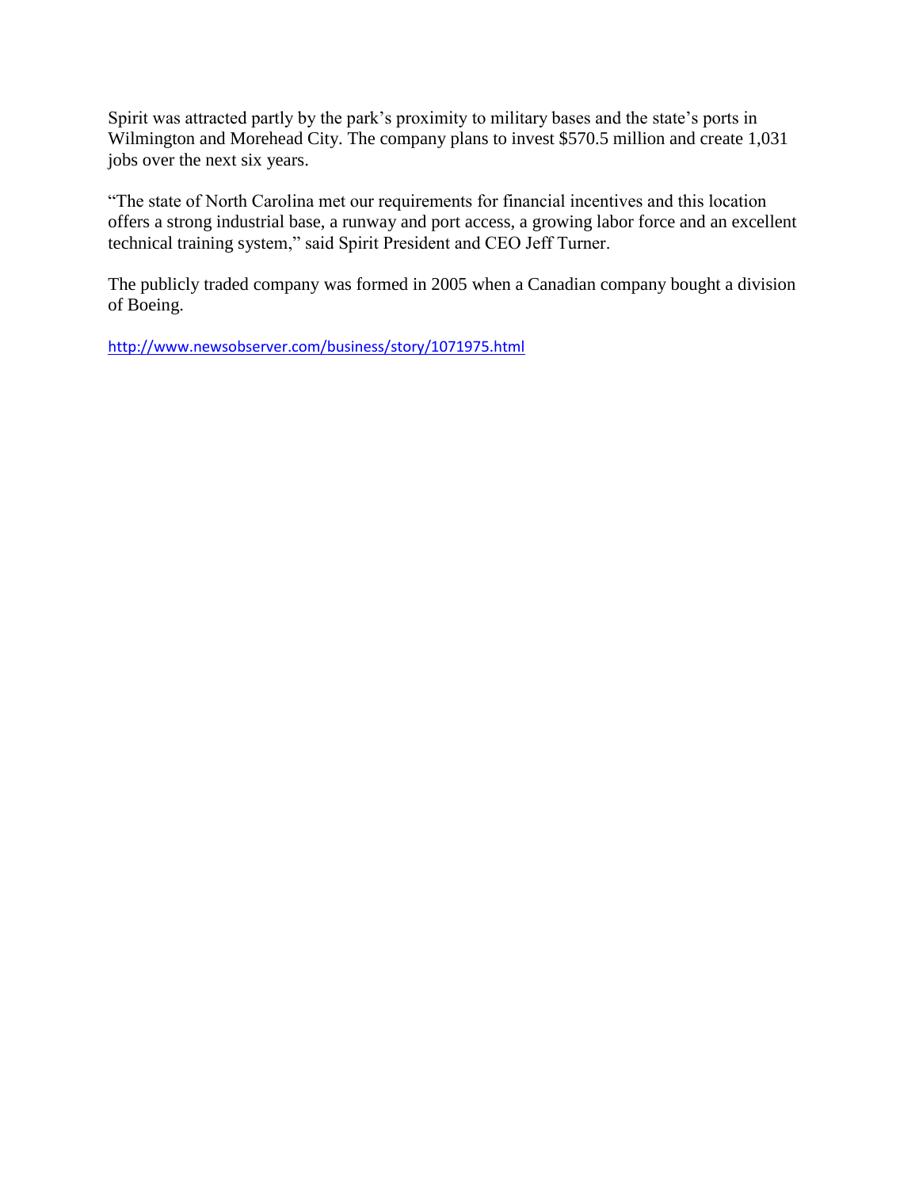Spirit was attracted partly by the park's proximity to military bases and the state's ports in Wilmington and Morehead City. The company plans to invest $570.5 million and create 1,031 jobs over the next six years.

"The state of North Carolina met our requirements for financial incentives and this location offers a strong industrial base, a runway and port access, a growing labor force and an excellent technical training system," said Spirit President and CEO Jeff Turner.

The publicly traded company was formed in 2005 when a Canadian company bought a division of Boeing.

http://www.newsobserver.com/business/story/1071975.html